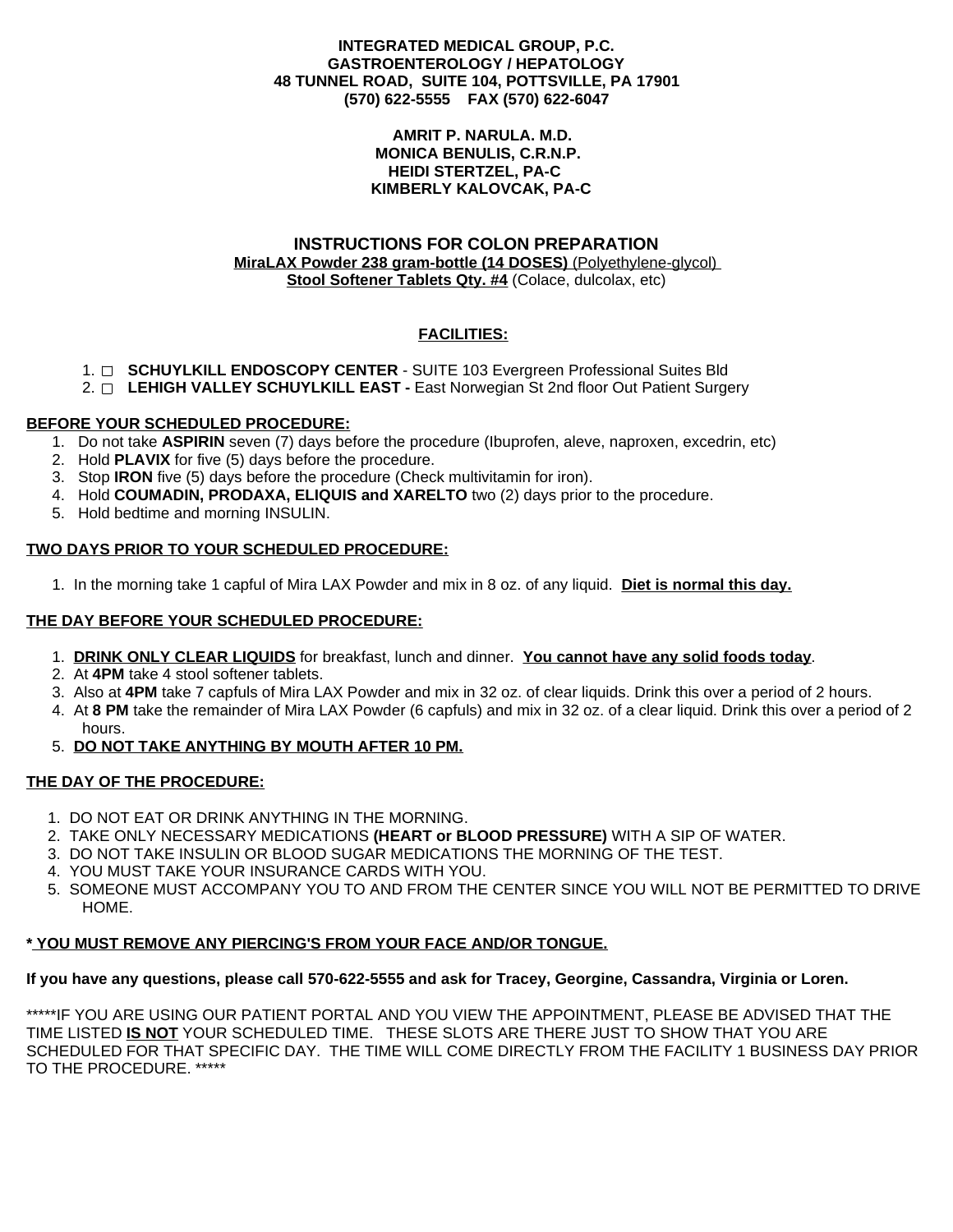**INTEGRATED MEDICAL GROUP, P.C.**
**GASTROENTEROLOGY / HEPATOLOGY**
**48 TUNNEL ROAD, SUITE 104, POTTSVILLE, PA 17901**
**(570) 622-5555 FAX (570) 622-6047**

**AMRIT P. NARULA. M.D.**
**MONICA BENULIS, C.R.N.P.**
**HEIDI STERTZEL, PA-C**
**KIMBERLY KALOVCAK, PA-C**

## INSTRUCTIONS FOR COLON PREPARATION

**MiraLAX Powder 238 gram-bottle (14 DOSES)** (Polyethylene-glycol)
**Stool Softener Tablets Qty. #4** (Colace, dulcolax, etc)

**FACILITIES:**

1. ☐ **SCHUYLKILL ENDOSCOPY CENTER** - SUITE 103 Evergreen Professional Suites Bld
2. ☐ **LEHIGH VALLEY SCHUYLKILL EAST -** East Norwegian St 2nd floor Out Patient Surgery

**BEFORE YOUR SCHEDULED PROCEDURE:**

1. Do not take **ASPIRIN** seven (7) days before the procedure (Ibuprofen, aleve, naproxen, excedrin, etc)
2. Hold **PLAVIX** for five (5) days before the procedure.
3. Stop **IRON** five (5) days before the procedure (Check multivitamin for iron).
4. Hold **COUMADIN, PRODAXA, ELIQUIS and XARELTO** two (2) days prior to the procedure.
5. Hold bedtime and morning INSULIN.

**TWO DAYS PRIOR TO YOUR SCHEDULED PROCEDURE:**

1. In the morning take 1 capful of Mira LAX Powder and mix in 8 oz. of any liquid. **Diet is normal this day.**

**THE DAY BEFORE YOUR SCHEDULED PROCEDURE:**

1. **DRINK ONLY CLEAR LIQUIDS** for breakfast, lunch and dinner. **You cannot have any solid foods today**.
2. At **4PM** take 4 stool softener tablets.
3. Also at **4PM** take 7 capfuls of Mira LAX Powder and mix in 32 oz. of clear liquids. Drink this over a period of 2 hours.
4. At **8 PM** take the remainder of Mira LAX Powder (6 capfuls) and mix in 32 oz. of a clear liquid. Drink this over a period of 2 hours.
5. **DO NOT TAKE ANYTHING BY MOUTH AFTER 10 PM.**

**THE DAY OF THE PROCEDURE:**

1. DO NOT EAT OR DRINK ANYTHING IN THE MORNING.
2. TAKE ONLY NECESSARY MEDICATIONS **(HEART or BLOOD PRESSURE)** WITH A SIP OF WATER.
3. DO NOT TAKE INSULIN OR BLOOD SUGAR MEDICATIONS THE MORNING OF THE TEST.
4. YOU MUST TAKE YOUR INSURANCE CARDS WITH YOU.
5. SOMEONE MUST ACCOMPANY YOU TO AND FROM THE CENTER SINCE YOU WILL NOT BE PERMITTED TO DRIVE HOME.

**\* YOU MUST REMOVE ANY PIERCING'S FROM YOUR FACE AND/OR TONGUE.**

**If you have any questions, please call 570-622-5555 and ask for Tracey, Georgine, Cassandra, Virginia or Loren.**

*****IF YOU ARE USING OUR PATIENT PORTAL AND YOU VIEW THE APPOINTMENT, PLEASE BE ADVISED THAT THE TIME LISTED **IS NOT** YOUR SCHEDULED TIME. THESE SLOTS ARE THERE JUST TO SHOW THAT YOU ARE SCHEDULED FOR THAT SPECIFIC DAY. THE TIME WILL COME DIRECTLY FROM THE FACILITY 1 BUSINESS DAY PRIOR TO THE PROCEDURE. *****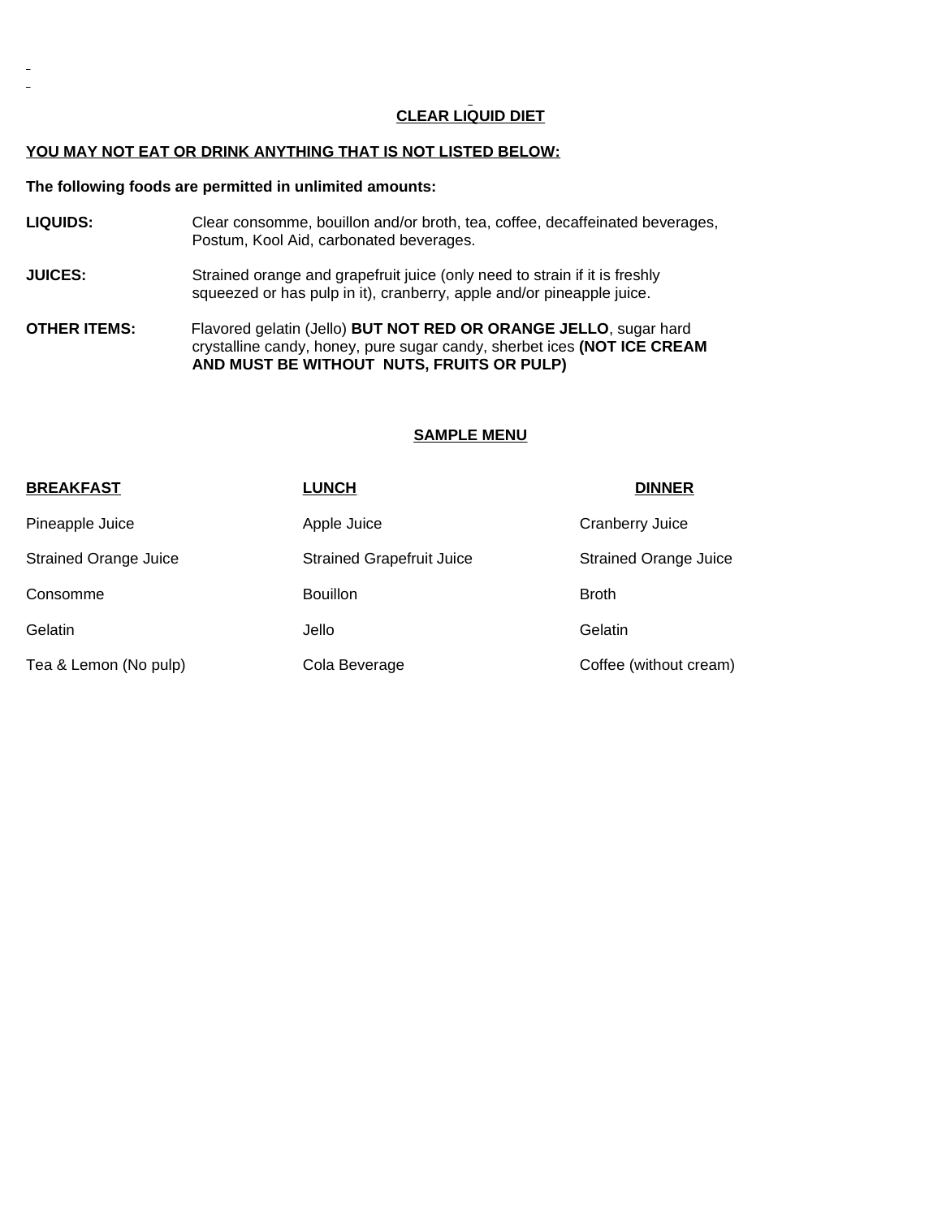## CLEAR LIQUID DIET

**YOU MAY NOT EAT OR DRINK ANYTHING THAT IS NOT LISTED BELOW:**

**The following foods are permitted in unlimited amounts:**

**LIQUIDS:** Clear consomme, bouillon and/or broth, tea, coffee, decaffeinated beverages, Postum, Kool Aid, carbonated beverages.

**JUICES:** Strained orange and grapefruit juice (only need to strain if it is freshly squeezed or has pulp in it), cranberry, apple and/or pineapple juice.

**OTHER ITEMS:** Flavored gelatin (Jello) **BUT NOT RED OR ORANGE JELLO**, sugar hard crystalline candy, honey, pure sugar candy, sherbet ices **(NOT ICE CREAM AND MUST BE WITHOUT NUTS, FRUITS OR PULP)**

## SAMPLE MENU

| BREAKFAST | LUNCH | DINNER |
|---|---|---|
| Pineapple Juice | Apple Juice | Cranberry Juice |
| Strained Orange Juice | Strained Grapefruit Juice | Strained Orange Juice |
| Consomme | Bouillon | Broth |
| Gelatin | Jello | Gelatin |
| Tea & Lemon (No pulp) | Cola Beverage | Coffee (without cream) |